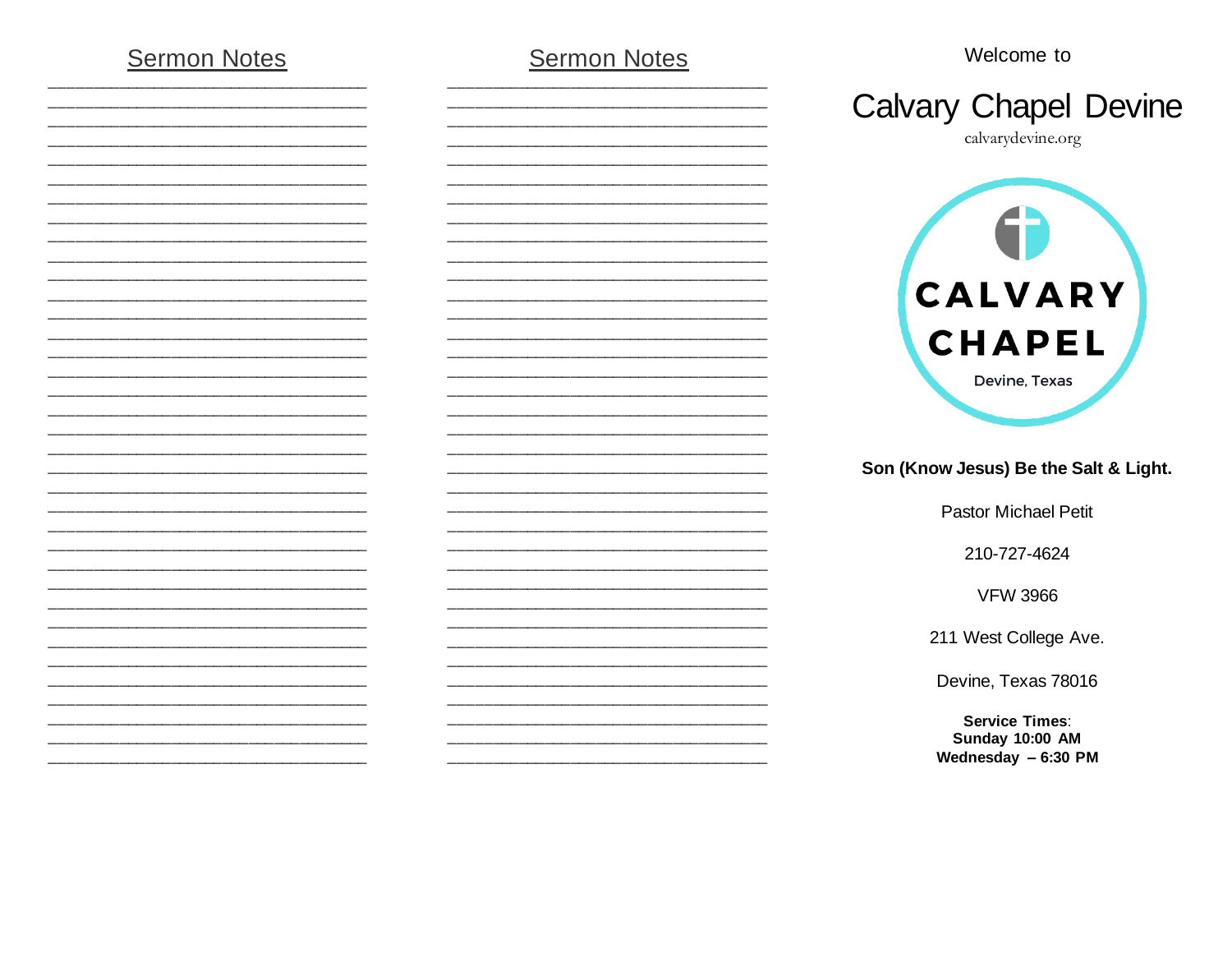## Sermon Notes

## Sermon Notes

Welcome to

# Calvary Chapel Devine

calvarydevine.org

CALVARY CHAPEL

Devine, Texas

**Son (Know Jesus) Be the Salt & Light.**

Pastor Michael Petit

210-727-4624

VFW 3966

211 West College Ave.

Devine, Texas 78016

**Service Times**:
**Sunday 10:00 AM**
**Wednesday – 6:30 PM**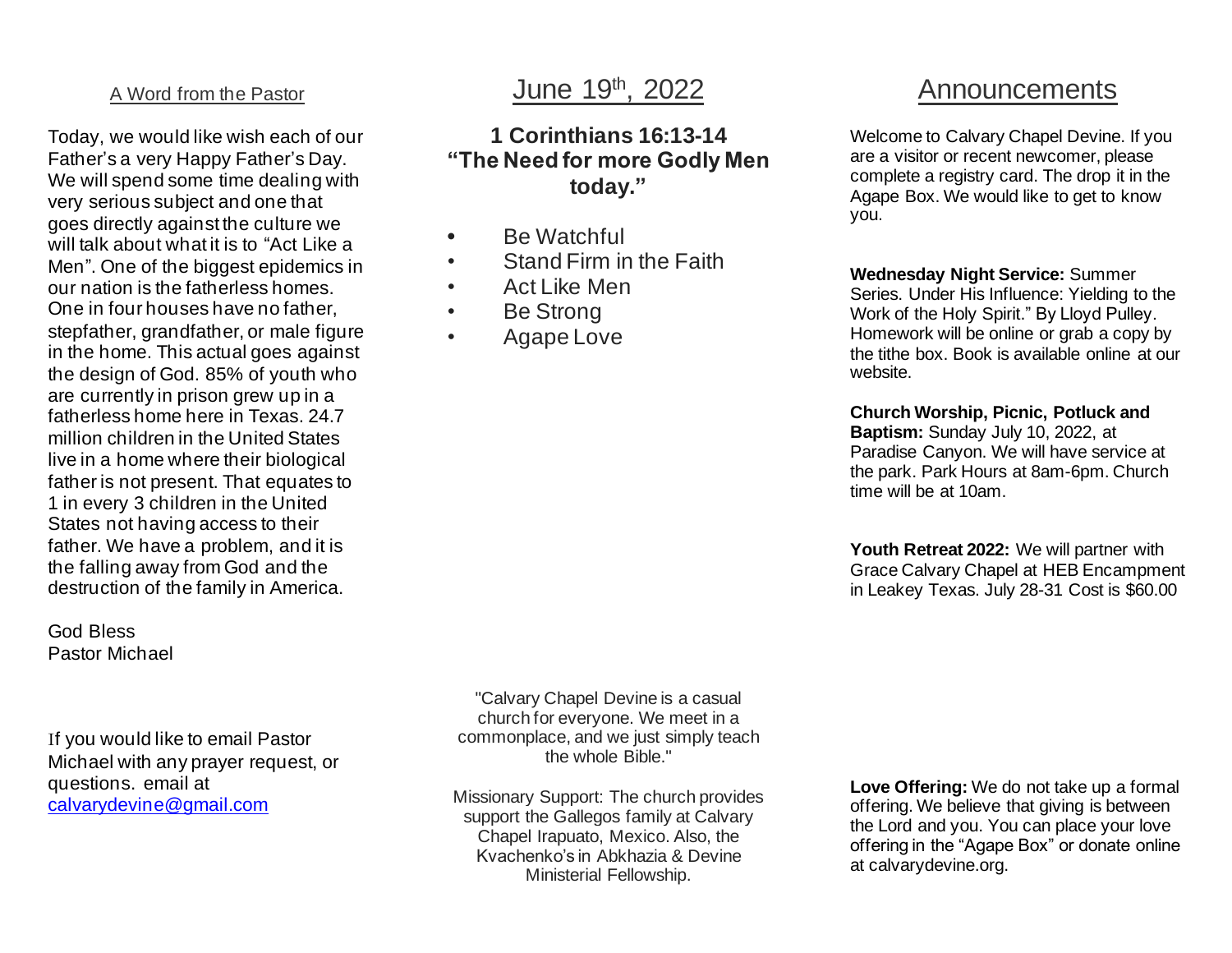## A Word from the Pastor

Today, we would like wish each of our Father's a very Happy Father's Day. We will spend some time dealing with very serious subject and one that goes directly against the culture we will talk about what it is to "Act Like a Men". One of the biggest epidemics in our nation is the fatherless homes. One in four houses have no father, stepfather, grandfather, or male figure in the home. This actual goes against the design of God. 85% of youth who are currently in prison grew up in a fatherless home here in Texas. 24.7 million children in the United States live in a home where their biological father is not present. That equates to 1 in every 3 children in the United States not having access to their father. We have a problem, and it is the falling away from God and the destruction of the family in America.

God Bless
Pastor Michael

If you would like to email Pastor Michael with any prayer request, or questions. email at calvarydevine@gmail.com

# June 19th, 2022

### 1 Corinthians 16:13-14
### "The Need for more Godly Men today."

- Be Watchful
- Stand Firm in the Faith
- Act Like Men
- Be Strong
- Agape Love

"Calvary Chapel Devine is a casual church for everyone. We meet in a commonplace, and we just simply teach the whole Bible."

Missionary Support: The church provides support the Gallegos family at Calvary Chapel Irapuato, Mexico. Also, the Kvachenko's in Abkhazia & Devine Ministerial Fellowship.

# Announcements

Welcome to Calvary Chapel Devine. If you are a visitor or recent newcomer, please complete a registry card. The drop it in the Agape Box. We would like to get to know you.

**Wednesday Night Service:** Summer Series. Under His Influence: Yielding to the Work of the Holy Spirit." By Lloyd Pulley. Homework will be online or grab a copy by the tithe box. Book is available online at our website.

**Church Worship, Picnic, Potluck and Baptism:** Sunday July 10, 2022, at Paradise Canyon. We will have service at the park. Park Hours at 8am-6pm. Church time will be at 10am.

**Youth Retreat 2022:** We will partner with Grace Calvary Chapel at HEB Encampment in Leakey Texas. July 28-31 Cost is $60.00

**Love Offering:** We do not take up a formal offering. We believe that giving is between the Lord and you. You can place your love offering in the "Agape Box" or donate online at calvarydevine.org.